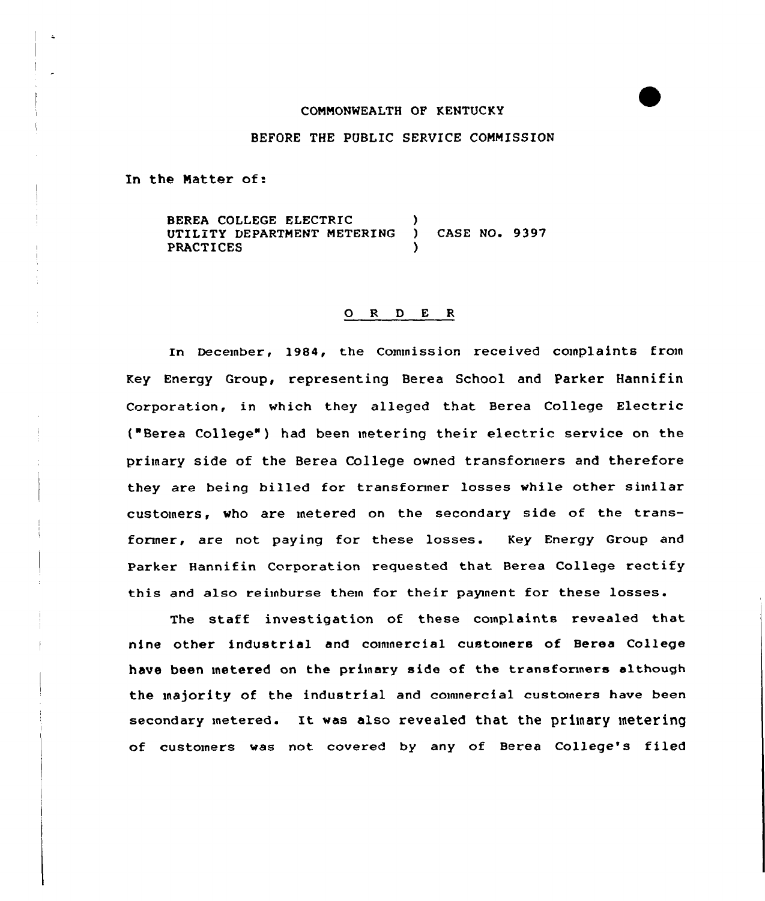COMMONWEALTH OF KENTUCKY

BEFORE THE PUBLIC SERVICE COMMISSION

In the Matter of:

BEREA COLLEGE ELECTRIC )
UTILITY DEPARTMENT METERING ) CASE NO. 9397
PRACTICES )

## O R D E R

In December, 1984, the Commission received complaints from Key Energy Group, representing Berea School and Parker Hannifin Corporation, in which they alleged that Berea College Electric ("Berea College") had been metering their electric service on the primary side of the Berea College owned transformers and therefore they are being billed for transformer losses while other similar customers, who are metered on the secondary side of the transformer, are not paying for these losses. Key Energy Group and Parker Hannifin Corporation requested that Berea College rectify this and also reimburse them for their payment for these losses.

The staff investigation of these complaints revealed that nine other industrial and commercial customers of Berea College have been metered on the primary side of the transformers although the majority of the industrial and commercial customers have been secondary metered. It was also revealed that the primary metering of customers was not covered by any of Berea College's filed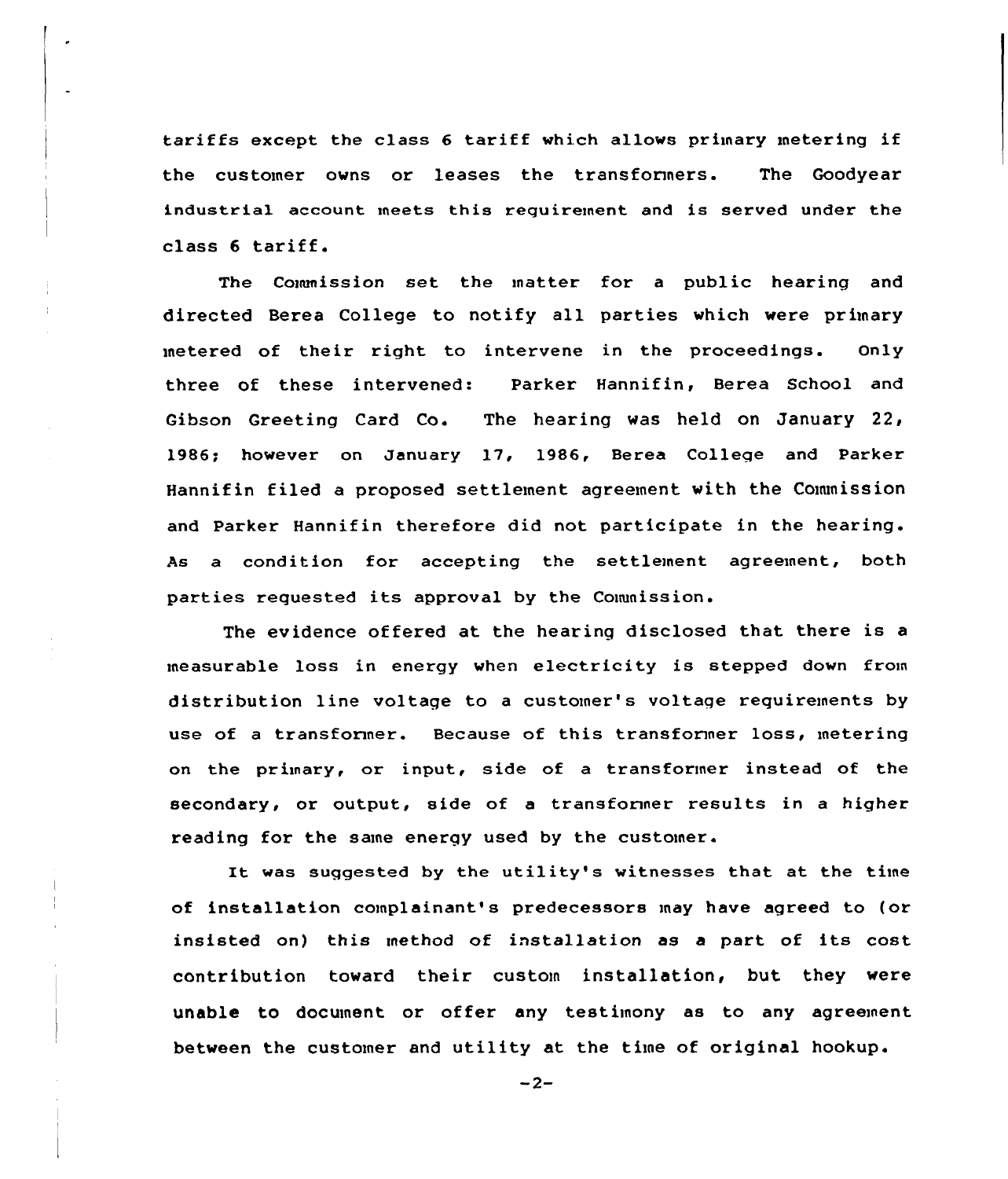tariffs except the class 6 tariff which allows primary metering if the customer owns or leases the transformers. The Goodyear industrial account meets this requirement and is served under the class 6 tariff.

The Commission set the matter for a public hearing and directed Berea College to notify all parties which were primary metered of their right to intervene in the proceedings. Only three of these intervened: Parker Hannifin, Berea School and Gibson Greeting Card Co. The hearing was held on January 22, 1986; however on January 17, 1986, Berea College and Parker Hannifin filed a proposed settlement agreement with the Commission and Parker Hannifin therefore did not participate in the hearing. As a condition for accepting the settlement agreement, both parties requested its approval by the Commission.

The evidence offered at the hearing disclosed that there is a measurable loss in energy when electricity is stepped down from distribution line voltage to a customer's voltage requirements by use of a transformer. Because of this transformer loss, metering on the primary, or input, side of a transformer instead of the secondary, or output, side of a transformer results in a higher reading for the same energy used by the customer.

It was suggested by the utility's witnesses that at the time of installation complainant's predecessors may have agreed to (or insisted on) this method of installation as a part of its cost contribution toward their custom installation, but they were unable to document or offer any testimony as to any agreement between the customer and utility at the time of original hookup.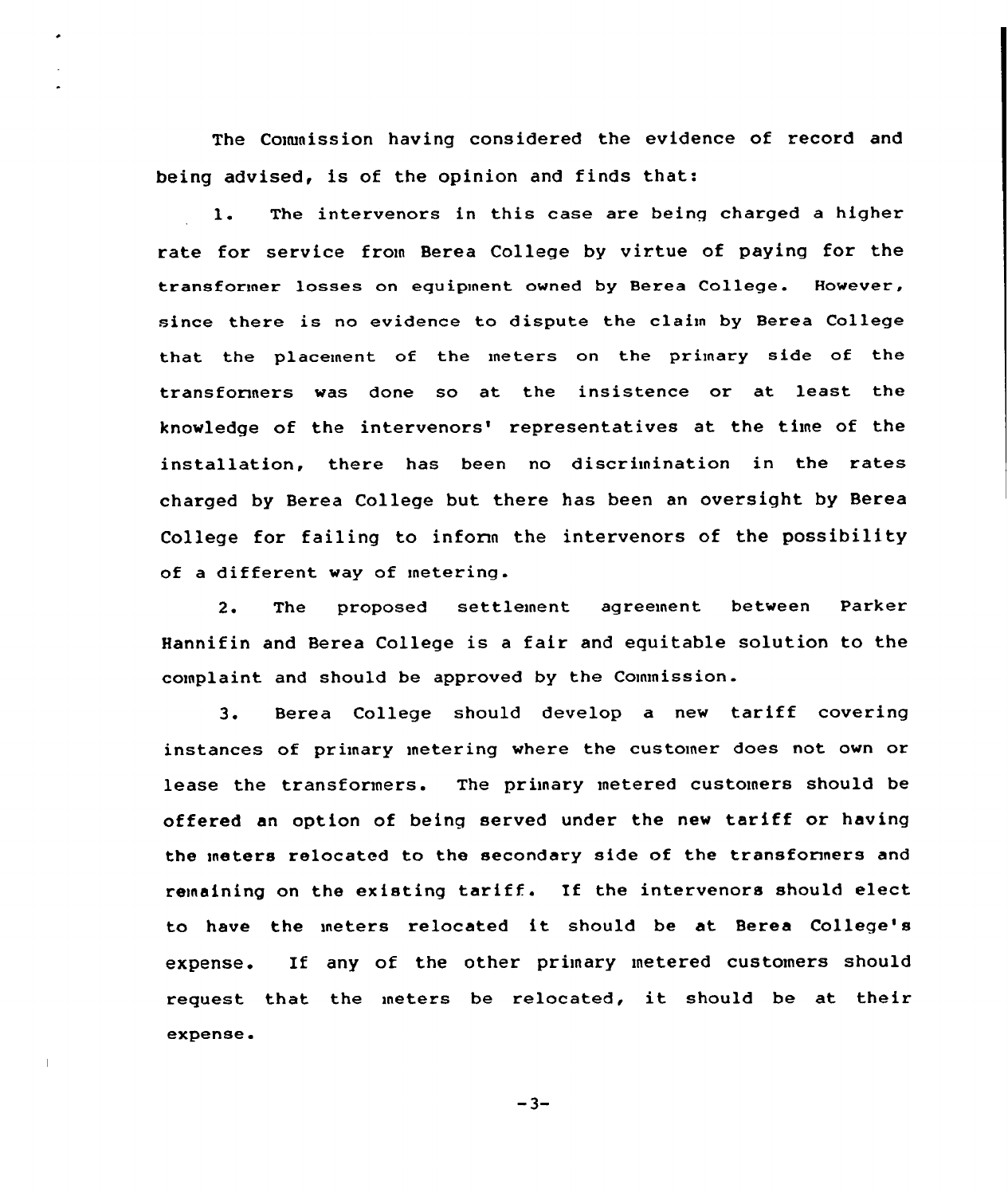The Commission having considered the evidence of record and being advised, is of the opinion and finds that:

1. The intervenors in this case are being charged a higher rate for service from Berea College by virtue of paying for the transformer losses on equipment owned by Berea College. However, since there is no evidence to dispute the claim by Berea College that the placement of the meters on the primary side of the transformers was done so at the insistence or at least the knowledge of the intervenors' representatives at the time of the installation, there has been no discrimination in the rates charged by Berea College but there has been an oversight by Berea College for failing to inform the intervenors of the possibility of a different way of metering.

2. The proposed settlement agreement between Parker Hannifin and Berea College is a fair and equitable solution to the complaint and should be approved by the Commission.

3. Berea College should develop a new tariff covering instances of primary metering where the customer does not own or lease the transformers. The primary metered customers should be offered an option of being served under the new tariff or having the meters relocated to the secondary side of the transformers and remaining on the existing tariff. If the intervenors should elect to have the meters relocated it should be at Berea College's expense. If any of the other primary metered customers should request that the meters be relocated, it should be at their expense.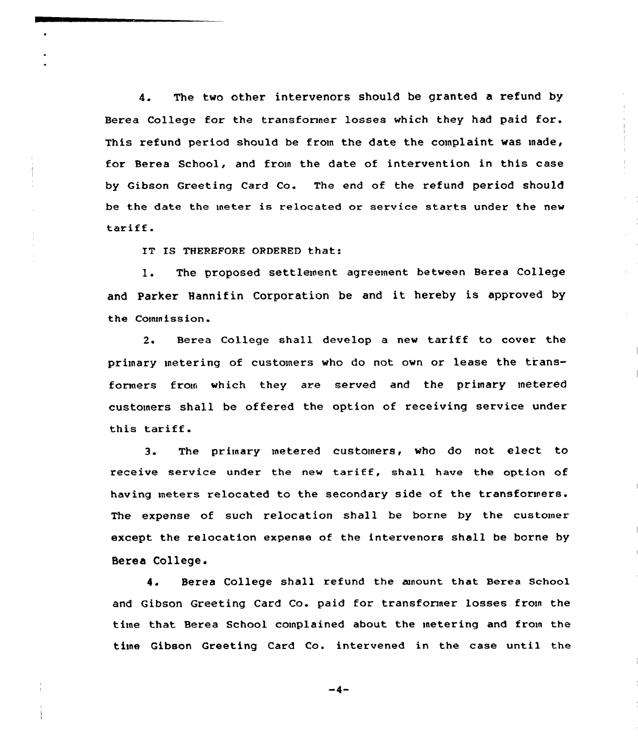4. The two other intervenors should be granted a refund by Berea College for the transformer losses which they had paid for. This refund period should be from the date the complaint was made, for Berea School, and from the date of intervention in this case by Gibson Greeting Card Co. The end of the refund period should be the date the meter is relocated or service starts under the new tariff.

IT IS THEREFORE ORDERED that:

1. The proposed settlement agreement between Berea College and Parker Hannifin Corporation be and it hereby is approved by the Commission.

2. Berea College shall develop a new tariff to cover the primary metering of customers who do not own or lease the transformers from which they are served and the primary metered customers shall be offered the option of receiving service under this tariff.

3. The primary metered customers, who do not elect to receive service under the new tariff, shall have the option of having meters relocated to the secondary side of the transformers. The expense of such relocation shall be borne by the customer except the relocation expense of the intervenors shall be borne by Berea College.

4. Berea College shall refund the amount that Berea School and Gibson Greeting Card Co. paid for transformer losses from the time that Berea School complained about the metering and from the time Gibson Greeting Card Co. intervened in the case until the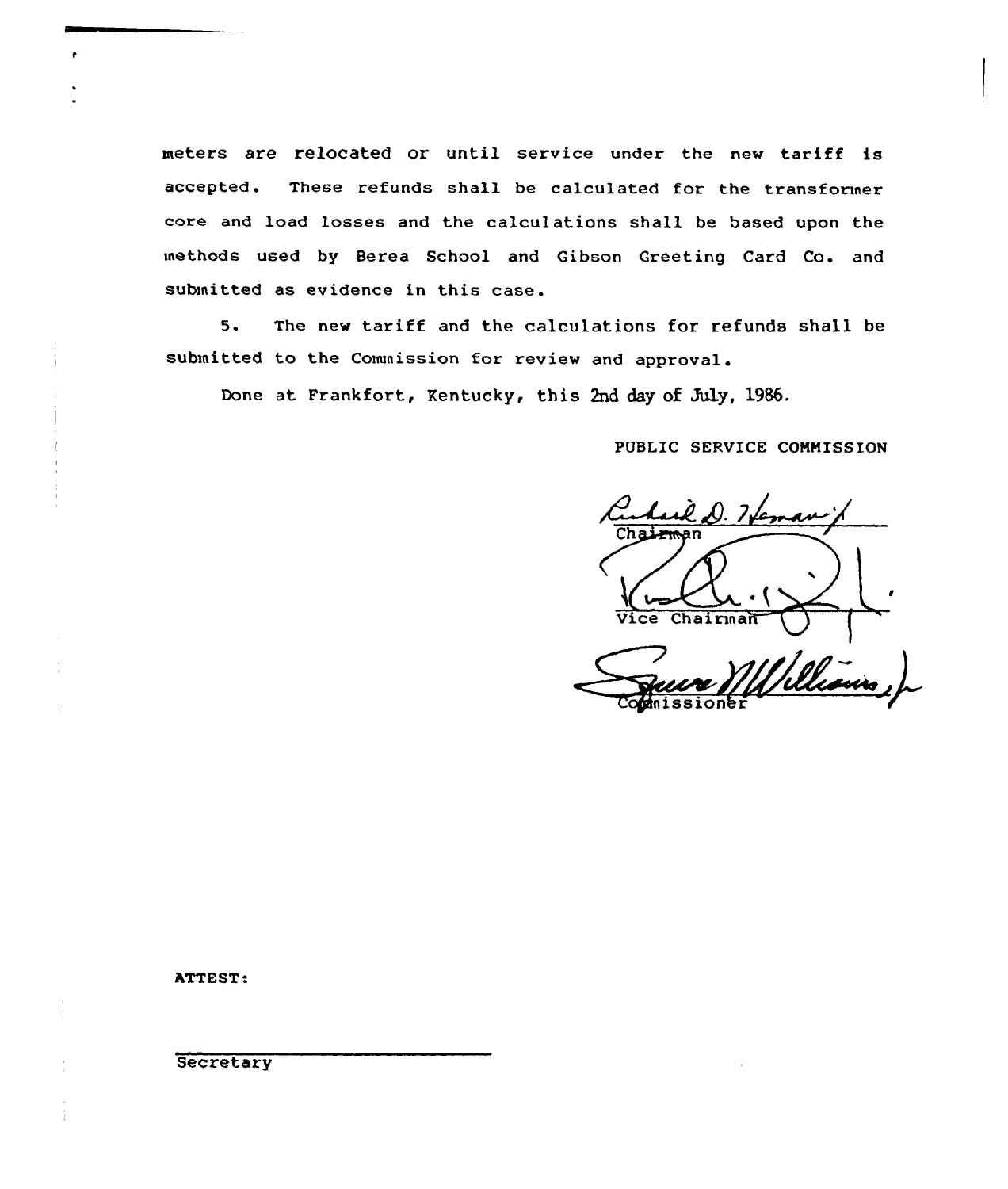meters are relocated or until service under the new tariff is accepted. These refunds shall be calculated for the transformer core and load losses and the calculations shall be based upon the methods used by Berea School and Gibson Greeting Card Co. and submitted as evidence in this case.

5. The new tariff and the calculations for refunds shall be submitted to the Commission for review and approval.

Done at Frankfort, Kentucky, this 2nd day of July, 1986.

PUBLIC SERVICE COMMISSION

Chairman

Vice Chairman

Commissioner

ATTEST:

Secretary